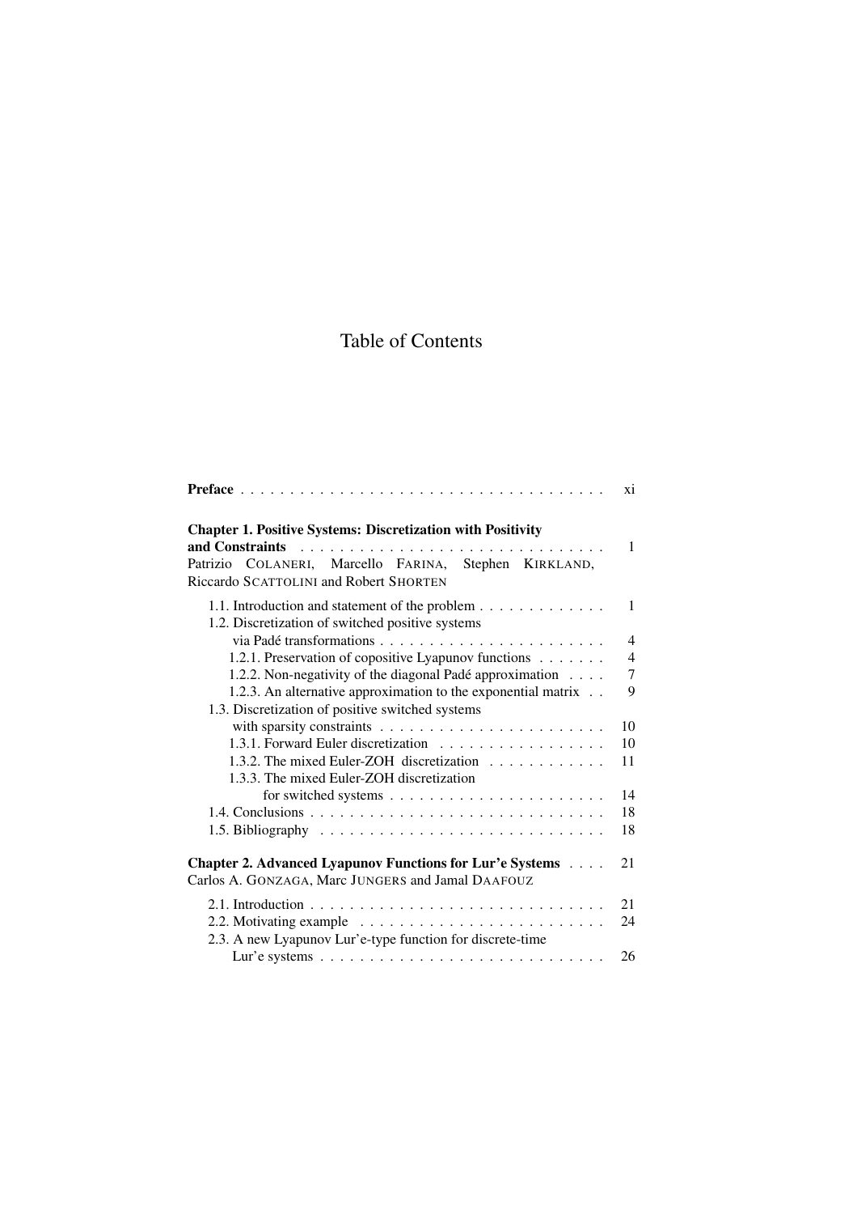# Table of Contents

**Preface** . . . . . . . . . . . . . . . . . . . . . . . . . . . . . . . . . . . . xi

**Chapter 1. Positive Systems: Discretization with Positivity and Constraints** . . . . . . . . . . . . . . . . . . . . . . . . . . . . . . . 1
Patrizio COLANERI, Marcello FARINA, Stephen KIRKLAND, Riccardo SCATTOLINI and Robert SHORTEN

- 1.1. Introduction and statement of the problem . . . . . . . . . . . . 1
- 1.2. Discretization of switched positive systems via Padé transformations . . . . . . . . . . . . . . . . . . . . . . . 4
  - 1.2.1. Preservation of copositive Lyapunov functions . . . . . . . 4
  - 1.2.2. Non-negativity of the diagonal Padé approximation . . . . 7
  - 1.2.3. An alternative approximation to the exponential matrix . . 9
- 1.3. Discretization of positive switched systems with sparsity constraints . . . . . . . . . . . . . . . . . . . . . . . 10
  - 1.3.1. Forward Euler discretization . . . . . . . . . . . . . . . . . 10
  - 1.3.2. The mixed Euler-ZOH discretization . . . . . . . . . . . . 11
  - 1.3.3. The mixed Euler-ZOH discretization for switched systems . . . . . . . . . . . . . . . . . . . . . . 14
- 1.4. Conclusions . . . . . . . . . . . . . . . . . . . . . . . . . . . . . 18
- 1.5. Bibliography . . . . . . . . . . . . . . . . . . . . . . . . . . . . 18

**Chapter 2. Advanced Lyapunov Functions for Lur'e Systems** . . . . 21
Carlos A. GONZAGA, Marc JUNGERS and Jamal DAAFOUZ

- 2.1. Introduction . . . . . . . . . . . . . . . . . . . . . . . . . . . . . 21
- 2.2. Motivating example . . . . . . . . . . . . . . . . . . . . . . . . . 24
- 2.3. A new Lyapunov Lur'e-type function for discrete-time Lur'e systems . . . . . . . . . . . . . . . . . . . . . . . . . . . . 26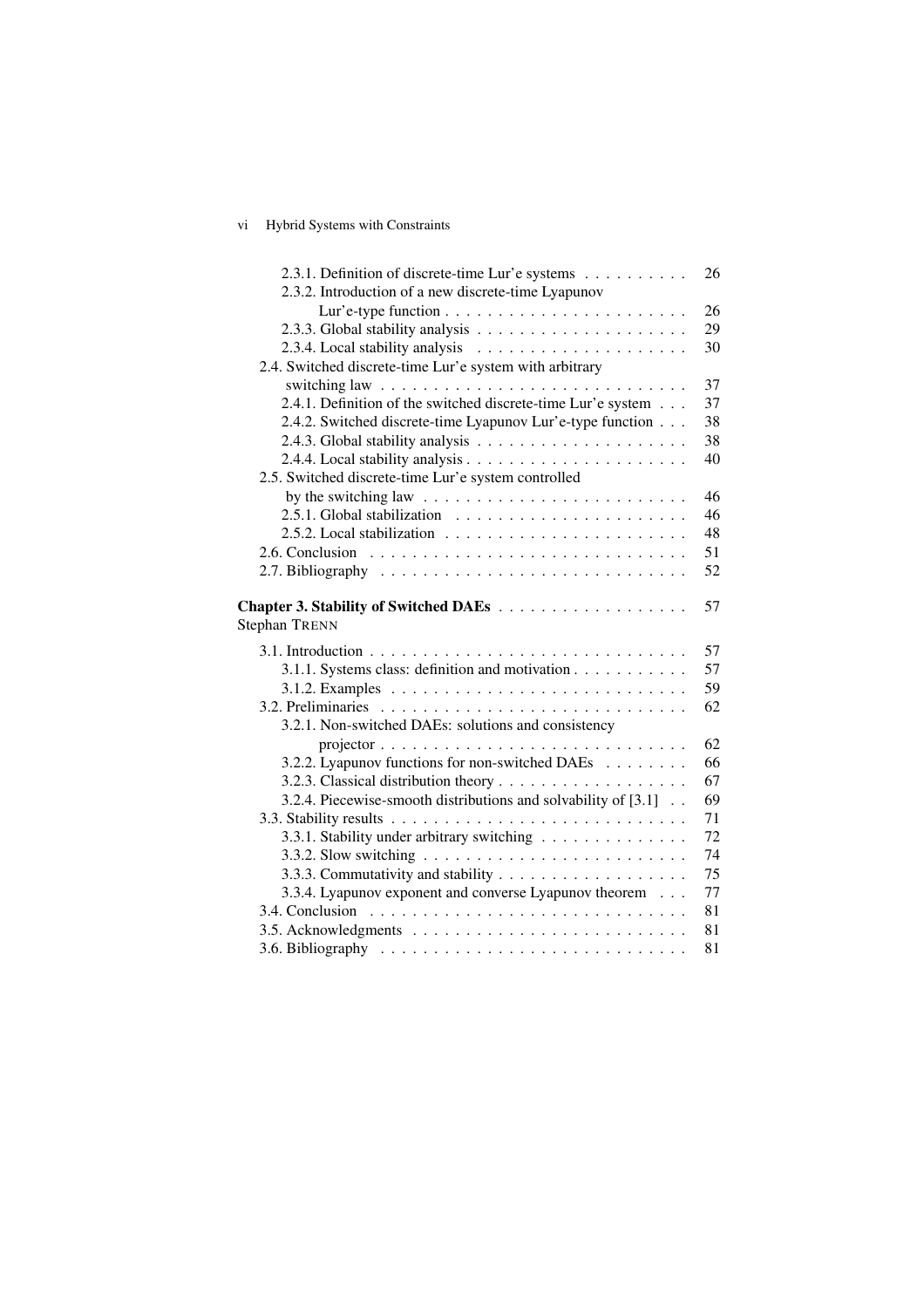2.3.1. Definition of discrete-time Lur'e systems . . . . . . . . . . 26
2.3.2. Introduction of a new discrete-time Lyapunov Lur'e-type function . . . . . . . . . . . . . . . . . . . . . . 26
2.3.3. Global stability analysis . . . . . . . . . . . . . . . . . . . . 29
2.3.4. Local stability analysis . . . . . . . . . . . . . . . . . . . . 30
2.4. Switched discrete-time Lur'e system with arbitrary switching law . . . . . . . . . . . . . . . . . . . . . . . . . . . . 37
2.4.1. Definition of the switched discrete-time Lur'e system . . . 37
2.4.2. Switched discrete-time Lyapunov Lur'e-type function . . . 38
2.4.3. Global stability analysis . . . . . . . . . . . . . . . . . . . . 38
2.4.4. Local stability analysis . . . . . . . . . . . . . . . . . . . . . 40
2.5. Switched discrete-time Lur'e system controlled by the switching law . . . . . . . . . . . . . . . . . . . . . . . . . 46
2.5.1. Global stabilization . . . . . . . . . . . . . . . . . . . . . . 46
2.5.2. Local stabilization . . . . . . . . . . . . . . . . . . . . . . . 48
2.6. Conclusion . . . . . . . . . . . . . . . . . . . . . . . . . . . . . 51
2.7. Bibliography . . . . . . . . . . . . . . . . . . . . . . . . . . . . 52

**Chapter 3. Stability of Switched DAEs** . . . . . . . . . . . . . . . . . . 57
Stephan TRENN

3.1. Introduction . . . . . . . . . . . . . . . . . . . . . . . . . . . . . 57
3.1.1. Systems class: definition and motivation . . . . . . . . . . . 57
3.1.2. Examples . . . . . . . . . . . . . . . . . . . . . . . . . . . . 59
3.2. Preliminaries . . . . . . . . . . . . . . . . . . . . . . . . . . . . 62
3.2.1. Non-switched DAEs: solutions and consistency projector . . . . . . . . . . . . . . . . . . . . . . . . . . . . 62
3.2.2. Lyapunov functions for non-switched DAEs . . . . . . . . 66
3.2.3. Classical distribution theory . . . . . . . . . . . . . . . . . . 67
3.2.4. Piecewise-smooth distributions and solvability of [3.1] . . 69
3.3. Stability results . . . . . . . . . . . . . . . . . . . . . . . . . . . 71
3.3.1. Stability under arbitrary switching . . . . . . . . . . . . . . 72
3.3.2. Slow switching . . . . . . . . . . . . . . . . . . . . . . . . . 74
3.3.3. Commutativity and stability . . . . . . . . . . . . . . . . . . 75
3.3.4. Lyapunov exponent and converse Lyapunov theorem . . . 77
3.4. Conclusion . . . . . . . . . . . . . . . . . . . . . . . . . . . . . 81
3.5. Acknowledgments . . . . . . . . . . . . . . . . . . . . . . . . . 81
3.6. Bibliography . . . . . . . . . . . . . . . . . . . . . . . . . . . . 81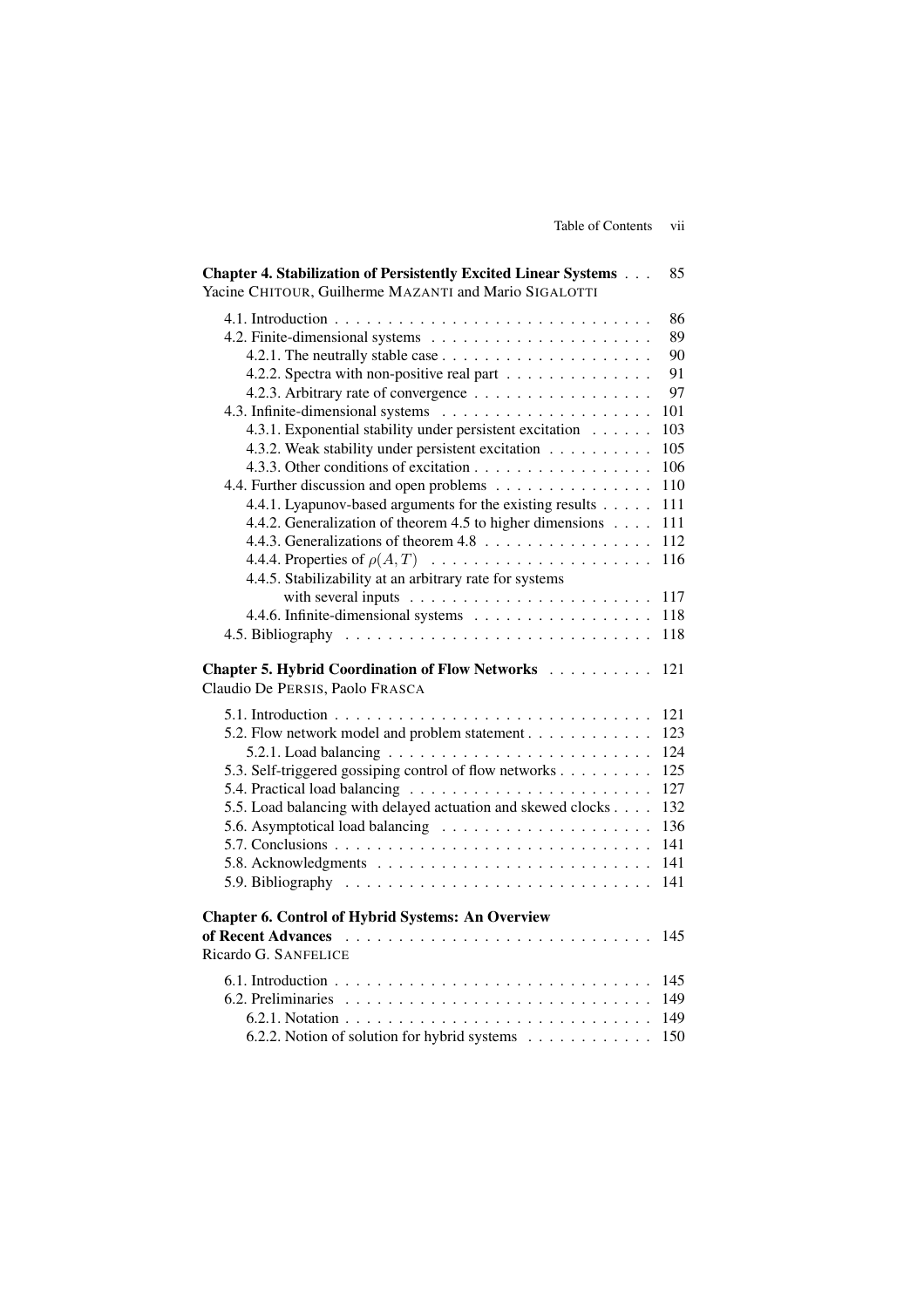**Chapter 4. Stabilization of Persistently Excited Linear Systems** . . . 85
Yacine CHITOUR, Guilherme MAZANTI and Mario SIGALOTTI

- 4.1. Introduction . . . . . . . . . . . . . . . . . . . . . . . . . . . . . . 86
- 4.2. Finite-dimensional systems . . . . . . . . . . . . . . . . . . . . . . 89
  - 4.2.1. The neutrally stable case . . . . . . . . . . . . . . . . . . . . 90
  - 4.2.2. Spectra with non-positive real part . . . . . . . . . . . . . . 91
  - 4.2.3. Arbitrary rate of convergence . . . . . . . . . . . . . . . . . 97
- 4.3. Infinite-dimensional systems . . . . . . . . . . . . . . . . . . . . . 101
  - 4.3.1. Exponential stability under persistent excitation . . . . . . 103
  - 4.3.2. Weak stability under persistent excitation . . . . . . . . . . 105
  - 4.3.3. Other conditions of excitation . . . . . . . . . . . . . . . . . 106
- 4.4. Further discussion and open problems . . . . . . . . . . . . . . . 110
  - 4.4.1. Lyapunov-based arguments for the existing results . . . . . 111
  - 4.4.2. Generalization of theorem 4.5 to higher dimensions . . . . 111
  - 4.4.3. Generalizations of theorem 4.8 . . . . . . . . . . . . . . . . 112
  - 4.4.4. Properties of $\rho(A, T)$ . . . . . . . . . . . . . . . . . . . . . 116
  - 4.4.5. Stabilizability at an arbitrary rate for systems with several inputs . . . . . . . . . . . . . . . . . . . . . . . 117
  - 4.4.6. Infinite-dimensional systems . . . . . . . . . . . . . . . . . 118
- 4.5. Bibliography . . . . . . . . . . . . . . . . . . . . . . . . . . . . . 118

**Chapter 5. Hybrid Coordination of Flow Networks** . . . . . . . . . . 121
Claudio De PERSIS, Paolo FRASCA

- 5.1. Introduction . . . . . . . . . . . . . . . . . . . . . . . . . . . . . . 121
- 5.2. Flow network model and problem statement . . . . . . . . . . . . 123
  - 5.2.1. Load balancing . . . . . . . . . . . . . . . . . . . . . . . . . 124
- 5.3. Self-triggered gossiping control of flow networks . . . . . . . . . 125
- 5.4. Practical load balancing . . . . . . . . . . . . . . . . . . . . . . . 127
- 5.5. Load balancing with delayed actuation and skewed clocks . . . . 132
- 5.6. Asymptotical load balancing . . . . . . . . . . . . . . . . . . . . 136
- 5.7. Conclusions . . . . . . . . . . . . . . . . . . . . . . . . . . . . . . 141
- 5.8. Acknowledgments . . . . . . . . . . . . . . . . . . . . . . . . . . 141
- 5.9. Bibliography . . . . . . . . . . . . . . . . . . . . . . . . . . . . . 141

**Chapter 6. Control of Hybrid Systems: An Overview of Recent Advances** . . . . . . . . . . . . . . . . . . . . . . . . . . . . 145
Ricardo G. SANFELICE

- 6.1. Introduction . . . . . . . . . . . . . . . . . . . . . . . . . . . . . . 145
- 6.2. Preliminaries . . . . . . . . . . . . . . . . . . . . . . . . . . . . . 149
  - 6.2.1. Notation . . . . . . . . . . . . . . . . . . . . . . . . . . . . . 149
  - 6.2.2. Notion of solution for hybrid systems . . . . . . . . . . . . 150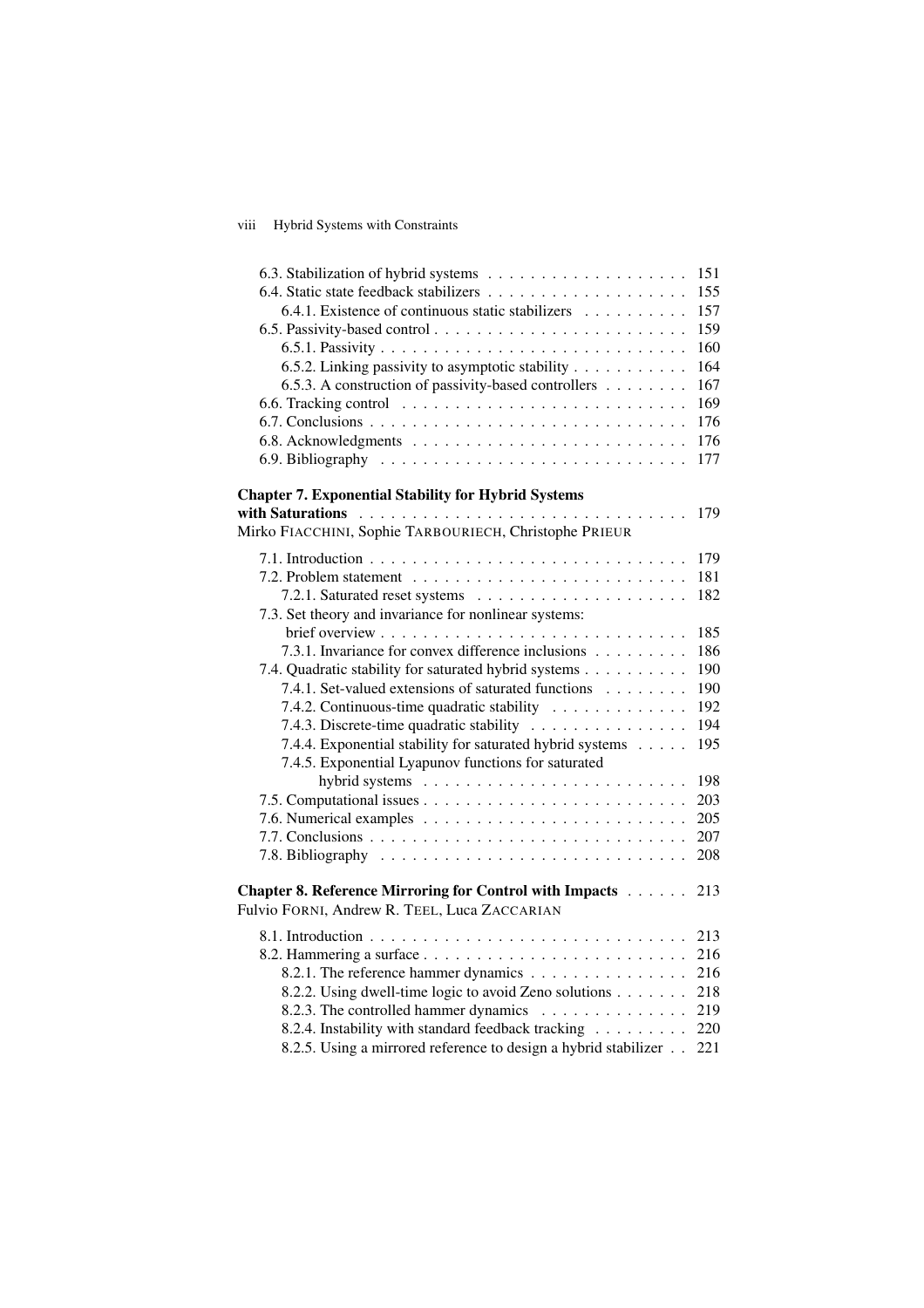6.3. Stabilization of hybrid systems . . . . . . . . . . . . . . . . . . . 151
6.4. Static state feedback stabilizers . . . . . . . . . . . . . . . . . . . 155
  6.4.1. Existence of continuous static stabilizers . . . . . . . . . . 157
6.5. Passivity-based control . . . . . . . . . . . . . . . . . . . . . . . . 159
  6.5.1. Passivity . . . . . . . . . . . . . . . . . . . . . . . . . . . . . 160
  6.5.2. Linking passivity to asymptotic stability . . . . . . . . . . . 164
  6.5.3. A construction of passivity-based controllers . . . . . . . . 167
6.6. Tracking control . . . . . . . . . . . . . . . . . . . . . . . . . . 169
6.7. Conclusions . . . . . . . . . . . . . . . . . . . . . . . . . . . . . 176
6.8. Acknowledgments . . . . . . . . . . . . . . . . . . . . . . . . . . 176
6.9. Bibliography . . . . . . . . . . . . . . . . . . . . . . . . . . . . 177

**Chapter 7. Exponential Stability for Hybrid Systems with Saturations** . . . . . . . . . . . . . . . . . . . . . . . . . . . . . . . 179
Mirko FIACCHINI, Sophie TARBOURIECH, Christophe PRIEUR

7.1. Introduction . . . . . . . . . . . . . . . . . . . . . . . . . . . . . 179
7.2. Problem statement . . . . . . . . . . . . . . . . . . . . . . . . . . 181
  7.2.1. Saturated reset systems . . . . . . . . . . . . . . . . . . . . 182
7.3. Set theory and invariance for nonlinear systems: brief overview . . . . . . . . . . . . . . . . . . . . . . . . . . . . . 185
  7.3.1. Invariance for convex difference inclusions . . . . . . . . . 186
7.4. Quadratic stability for saturated hybrid systems . . . . . . . . . . 190
  7.4.1. Set-valued extensions of saturated functions . . . . . . . . 190
  7.4.2. Continuous-time quadratic stability . . . . . . . . . . . . . 192
  7.4.3. Discrete-time quadratic stability . . . . . . . . . . . . . . . 194
  7.4.4. Exponential stability for saturated hybrid systems . . . . . 195
  7.4.5. Exponential Lyapunov functions for saturated hybrid systems . . . . . . . . . . . . . . . . . . . . . . . . 198
7.5. Computational issues . . . . . . . . . . . . . . . . . . . . . . . . . 203
7.6. Numerical examples . . . . . . . . . . . . . . . . . . . . . . . . . 205
7.7. Conclusions . . . . . . . . . . . . . . . . . . . . . . . . . . . . . 207
7.8. Bibliography . . . . . . . . . . . . . . . . . . . . . . . . . . . . 208

**Chapter 8. Reference Mirroring for Control with Impacts** . . . . . . 213
Fulvio FORNI, Andrew R. TEEL, Luca ZACCARIAN

8.1. Introduction . . . . . . . . . . . . . . . . . . . . . . . . . . . . . 213
8.2. Hammering a surface . . . . . . . . . . . . . . . . . . . . . . . . . 216
  8.2.1. The reference hammer dynamics . . . . . . . . . . . . . . . 216
  8.2.2. Using dwell-time logic to avoid Zeno solutions . . . . . . . 218
  8.2.3. The controlled hammer dynamics . . . . . . . . . . . . . . 219
  8.2.4. Instability with standard feedback tracking . . . . . . . . . 220
  8.2.5. Using a mirrored reference to design a hybrid stabilizer . . 221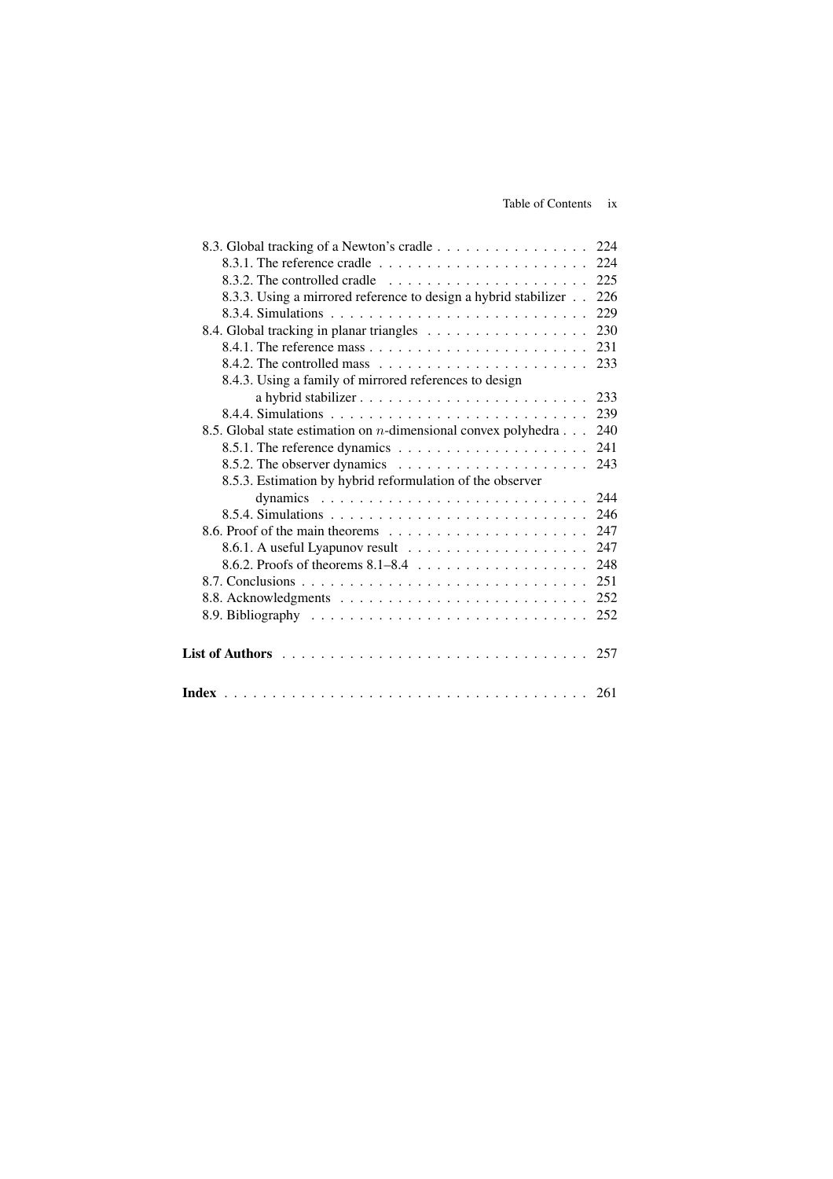8.3. Global tracking of a Newton's cradle . . . . . . . . . . . . . . . . 224

8.3.1. The reference cradle . . . . . . . . . . . . . . . . . . . . . . 224

8.3.2. The controlled cradle . . . . . . . . . . . . . . . . . . . . . 225

8.3.3. Using a mirrored reference to design a hybrid stabilizer . . 226

8.3.4. Simulations . . . . . . . . . . . . . . . . . . . . . . . . . . . 229

8.4. Global tracking in planar triangles . . . . . . . . . . . . . . . . . 230

8.4.1. The reference mass . . . . . . . . . . . . . . . . . . . . . . . 231

8.4.2. The controlled mass . . . . . . . . . . . . . . . . . . . . . . 233

8.4.3. Using a family of mirrored references to design a hybrid stabilizer . . . . . . . . . . . . . . . . . . . . . . . . 233

8.4.4. Simulations . . . . . . . . . . . . . . . . . . . . . . . . . . . 239

8.5. Global state estimation on $n$-dimensional convex polyhedra . . . 240

8.5.1. The reference dynamics . . . . . . . . . . . . . . . . . . . . 241

8.5.2. The observer dynamics . . . . . . . . . . . . . . . . . . . . 243

8.5.3. Estimation by hybrid reformulation of the observer dynamics . . . . . . . . . . . . . . . . . . . . . . . . . . . . 244

8.5.4. Simulations . . . . . . . . . . . . . . . . . . . . . . . . . . . 246

8.6. Proof of the main theorems . . . . . . . . . . . . . . . . . . . . . 247

8.6.1. A useful Lyapunov result . . . . . . . . . . . . . . . . . . . 247

8.6.2. Proofs of theorems 8.1–8.4 . . . . . . . . . . . . . . . . . . 248

8.7. Conclusions . . . . . . . . . . . . . . . . . . . . . . . . . . . . . 251

8.8. Acknowledgments . . . . . . . . . . . . . . . . . . . . . . . . . . 252

8.9. Bibliography . . . . . . . . . . . . . . . . . . . . . . . . . . . . . 252

**List of Authors** . . . . . . . . . . . . . . . . . . . . . . . . . . . . . . . 257

**Index** . . . . . . . . . . . . . . . . . . . . . . . . . . . . . . . . . . . . 261